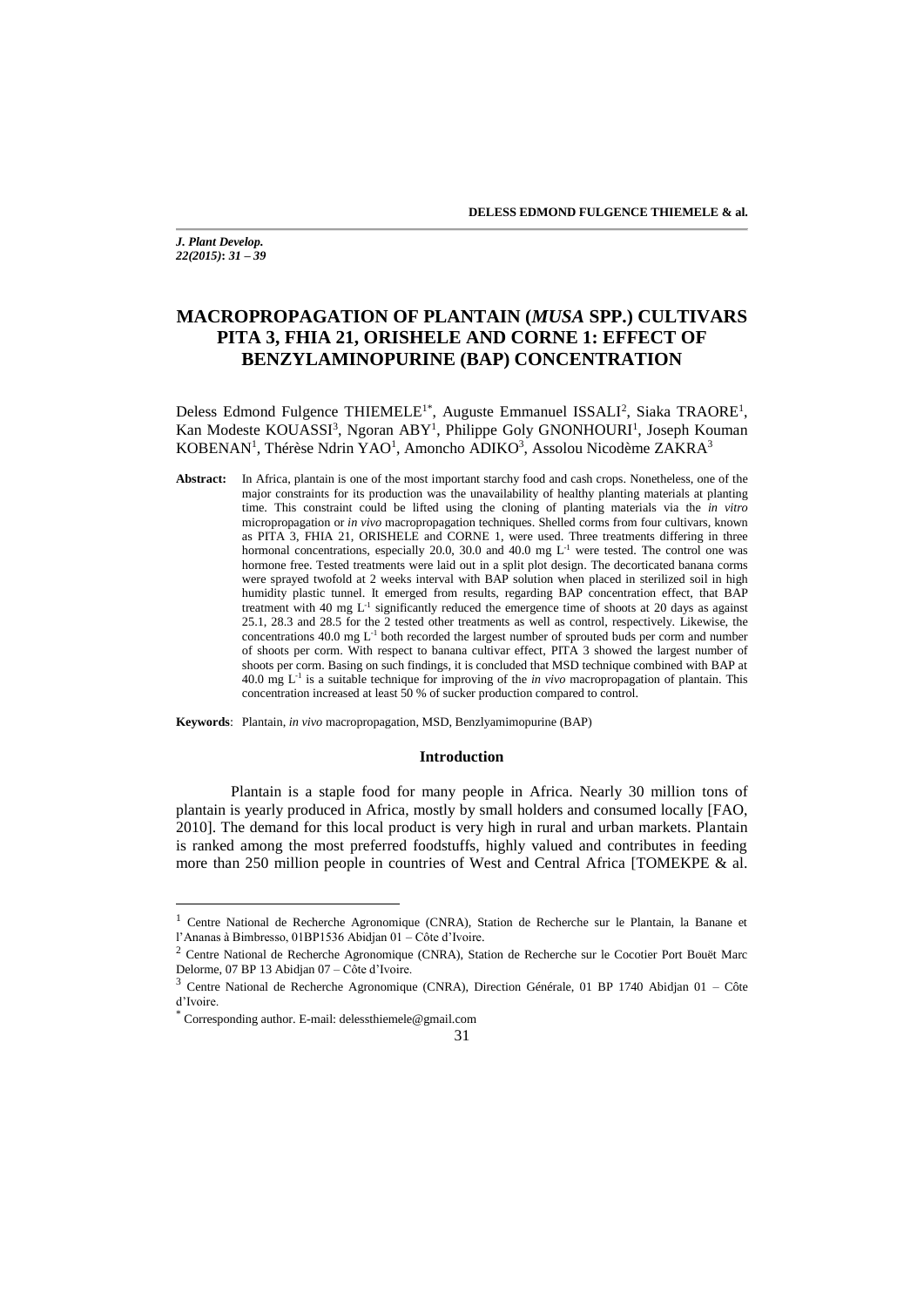# MACROPROPAGATION OF PLANTAIN (*MUSA* SPP.) CULTIVARS PITA 3, FHIA 21, ORISHELE AND CORNE 1: EFFECT OF BENZYLAMINOPURINE (BAP) CONCENTRATION

Deless Edmond Fulgence THIEMELE[1*], Auguste Emmanuel ISSALI[2], Siaka TRAORE[1], Kan Modeste KOUASSI[3], Ngoran ABY[1], Philippe Goly GNONHOURI[1], Joseph Kouman KOBENAN[1], Thérèse Ndrin YAO[1], Amoncho ADIKO[3], Assolou Nicodème ZAKRA[3]

**Abstract:** In Africa, plantain is one of the most important starchy food and cash crops. Nonetheless, one of the major constraints for its production was the unavailability of healthy planting materials at planting time. This constraint could be lifted using the cloning of planting materials via the *in vitro* micropropagation or *in vivo* macropropagation techniques. Shelled corms from four cultivars, known as PITA 3, FHIA 21, ORISHELE and CORNE 1, were used. Three treatments differing in three hormonal concentrations, especially 20.0, 30.0 and 40.0 mg $L^{-1}$ were tested. The control one was hormone free. Tested treatments were laid out in a split plot design. The decorticated banana corms were sprayed twofold at 2 weeks interval with BAP solution when placed in sterilized soil in high humidity plastic tunnel. It emerged from results, regarding BAP concentration effect, that BAP treatment with 40 mg $L^{-1}$ significantly reduced the emergence time of shoots at 20 days as against 25.1, 28.3 and 28.5 for the 2 tested other treatments as well as control, respectively. Likewise, the concentrations 40.0 mg $L^{-1}$ both recorded the largest number of sprouted buds per corm and number of shoots per corm. With respect to banana cultivar effect, PITA 3 showed the largest number of shoots per corm. Basing on such findings, it is concluded that MSD technique combined with BAP at 40.0 mg $L^{-1}$ is a suitable technique for improving of the *in vivo* macropropagation of plantain. This concentration increased at least 50 % of sucker production compared to control.

**Keywords**: Plantain, *in vivo* macropropagation, MSD, Benzlyamimopurine (BAP)

## Introduction

Plantain is a staple food for many people in Africa. Nearly 30 million tons of plantain is yearly produced in Africa, mostly by small holders and consumed locally [FAO, 2010]. The demand for this local product is very high in rural and urban markets. Plantain is ranked among the most preferred foodstuffs, highly valued and contributes in feeding more than 250 million people in countries of West and Central Africa [TOMEKPE & al.

---

[1] Centre National de Recherche Agronomique (CNRA), Station de Recherche sur le Plantain, la Banane et l'Ananas à Bimbresso, 01BP1536 Abidjan 01 – Côte d'Ivoire.

[2] Centre National de Recherche Agronomique (CNRA), Station de Recherche sur le Cocotier Port Bouët Marc Delorme, 07 BP 13 Abidjan 07 – Côte d'Ivoire.

[3] Centre National de Recherche Agronomique (CNRA), Direction Générale, 01 BP 1740 Abidjan 01 – Côte d'Ivoire.

[*] Corresponding author. E-mail: delessthiemele@gmail.com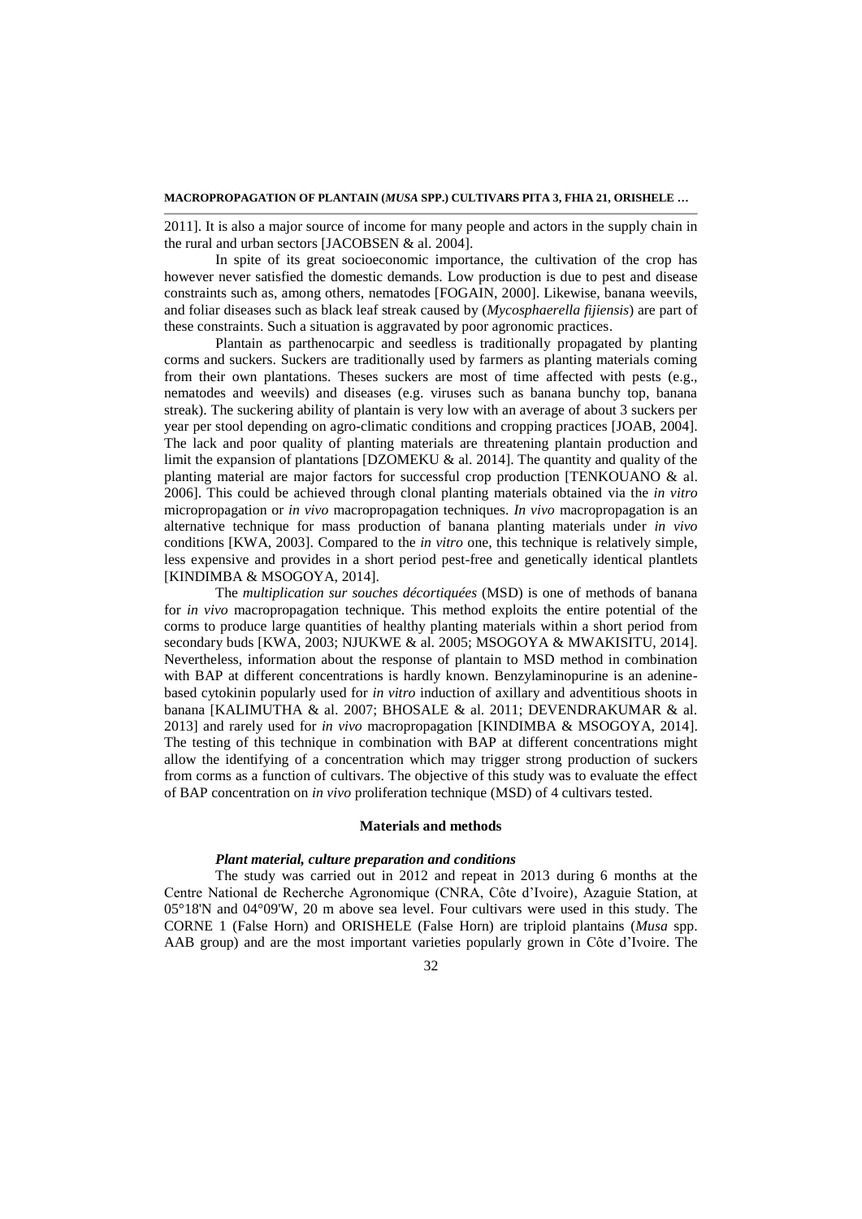2011]. It is also a major source of income for many people and actors in the supply chain in the rural and urban sectors [JACOBSEN & al. 2004].

In spite of its great socioeconomic importance, the cultivation of the crop has however never satisfied the domestic demands. Low production is due to pest and disease constraints such as, among others, nematodes [FOGAIN, 2000]. Likewise, banana weevils, and foliar diseases such as black leaf streak caused by (*Mycosphaerella fijiensis*) are part of these constraints. Such a situation is aggravated by poor agronomic practices.

Plantain as parthenocarpic and seedless is traditionally propagated by planting corms and suckers. Suckers are traditionally used by farmers as planting materials coming from their own plantations. Theses suckers are most of time affected with pests (e.g., nematodes and weevils) and diseases (e.g. viruses such as banana bunchy top, banana streak). The suckering ability of plantain is very low with an average of about 3 suckers per year per stool depending on agro-climatic conditions and cropping practices [JOAB, 2004]. The lack and poor quality of planting materials are threatening plantain production and limit the expansion of plantations [DZOMEKU & al. 2014]. The quantity and quality of the planting material are major factors for successful crop production [TENKOUANO & al. 2006]. This could be achieved through clonal planting materials obtained via the *in vitro* micropropagation or *in vivo* macropropagation techniques. *In vivo* macropropagation is an alternative technique for mass production of banana planting materials under *in vivo* conditions [KWA, 2003]. Compared to the *in vitro* one, this technique is relatively simple, less expensive and provides in a short period pest-free and genetically identical plantlets [KINDIMBA & MSOGOYA, 2014].

The *multiplication sur souches décortiquées* (MSD) is one of methods of banana for *in vivo* macropropagation technique. This method exploits the entire potential of the corms to produce large quantities of healthy planting materials within a short period from secondary buds [KWA, 2003; NJUKWE & al. 2005; MSOGOYA & MWAKISITU, 2014]. Nevertheless, information about the response of plantain to MSD method in combination with BAP at different concentrations is hardly known. Benzylaminopurine is an adenine-based cytokinin popularly used for *in vitro* induction of axillary and adventitious shoots in banana [KALIMUTHA & al. 2007; BHOSALE & al. 2011; DEVENDRAKUMAR & al. 2013] and rarely used for *in vivo* macropropagation [KINDIMBA & MSOGOYA, 2014]. The testing of this technique in combination with BAP at different concentrations might allow the identifying of a concentration which may trigger strong production of suckers from corms as a function of cultivars. The objective of this study was to evaluate the effect of BAP concentration on *in vivo* proliferation technique (MSD) of 4 cultivars tested.

## Materials and methods

### *Plant material, culture preparation and conditions*

The study was carried out in 2012 and repeat in 2013 during 6 months at the Centre National de Recherche Agronomique (CNRA, Côte d'Ivoire), Azaguie Station, at 05°18'N and 04°09'W, 20 m above sea level. Four cultivars were used in this study. The CORNE 1 (False Horn) and ORISHELE (False Horn) are triploid plantains (*Musa* spp. AAB group) and are the most important varieties popularly grown in Côte d'Ivoire. The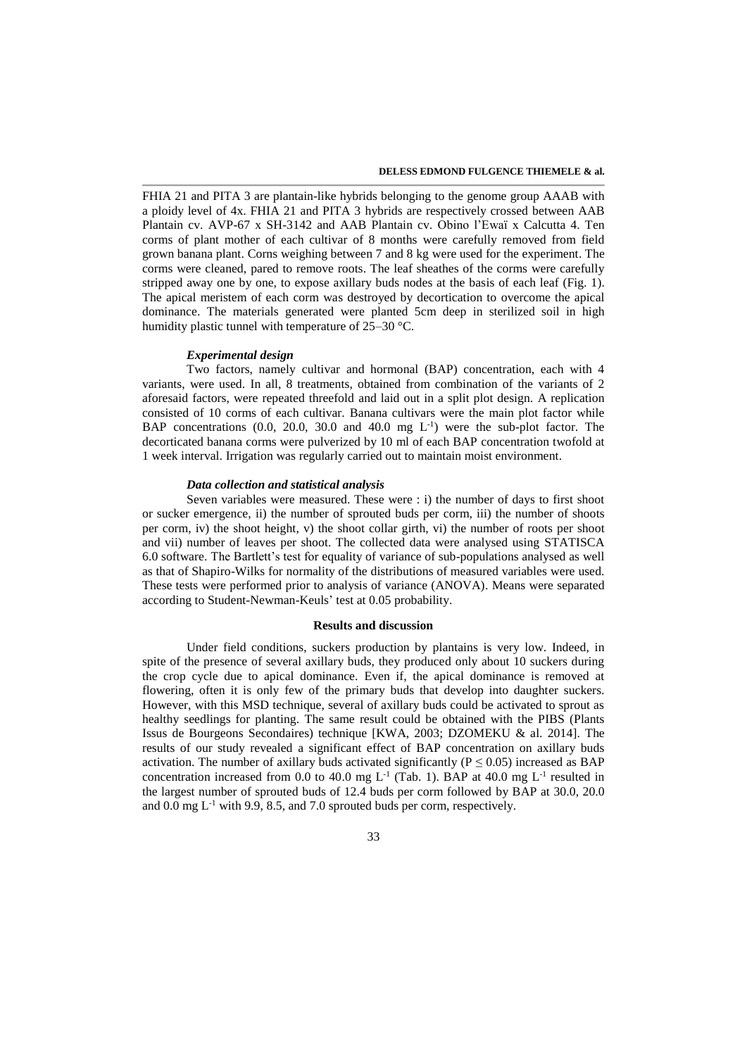FHIA 21 and PITA 3 are plantain-like hybrids belonging to the genome group AAAB with a ploidy level of 4x. FHIA 21 and PITA 3 hybrids are respectively crossed between AAB Plantain cv. AVP-67 x SH-3142 and AAB Plantain cv. Obino l'Ewaï x Calcutta 4. Ten corms of plant mother of each cultivar of 8 months were carefully removed from field grown banana plant. Corns weighing between 7 and 8 kg were used for the experiment. The corms were cleaned, pared to remove roots. The leaf sheathes of the corms were carefully stripped away one by one, to expose axillary buds nodes at the basis of each leaf (Fig. 1). The apical meristem of each corm was destroyed by decortication to overcome the apical dominance. The materials generated were planted 5cm deep in sterilized soil in high humidity plastic tunnel with temperature of 25–30 °C.

### *Experimental design*

Two factors, namely cultivar and hormonal (BAP) concentration, each with 4 variants, were used. In all, 8 treatments, obtained from combination of the variants of 2 aforesaid factors, were repeated threefold and laid out in a split plot design. A replication consisted of 10 corms of each cultivar. Banana cultivars were the main plot factor while BAP concentrations (0.0, 20.0, 30.0 and 40.0 mg $L^{-1}$) were the sub-plot factor. The decorticated banana corms were pulverized by 10 ml of each BAP concentration twofold at 1 week interval. Irrigation was regularly carried out to maintain moist environment.

### *Data collection and statistical analysis*

Seven variables were measured. These were : i) the number of days to first shoot or sucker emergence, ii) the number of sprouted buds per corm, iii) the number of shoots per corm, iv) the shoot height, v) the shoot collar girth, vi) the number of roots per shoot and vii) number of leaves per shoot. The collected data were analysed using STATISCA 6.0 software. The Bartlett's test for equality of variance of sub-populations analysed as well as that of Shapiro-Wilks for normality of the distributions of measured variables were used. These tests were performed prior to analysis of variance (ANOVA). Means were separated according to Student-Newman-Keuls' test at 0.05 probability.

## Results and discussion

Under field conditions, suckers production by plantains is very low. Indeed, in spite of the presence of several axillary buds, they produced only about 10 suckers during the crop cycle due to apical dominance. Even if, the apical dominance is removed at flowering, often it is only few of the primary buds that develop into daughter suckers. However, with this MSD technique, several of axillary buds could be activated to sprout as healthy seedlings for planting. The same result could be obtained with the PIBS (Plants Issus de Bourgeons Secondaires) technique [KWA, 2003; DZOMEKU & al. 2014]. The results of our study revealed a significant effect of BAP concentration on axillary buds activation. The number of axillary buds activated significantly ($P \leq 0.05$) increased as BAP concentration increased from 0.0 to 40.0 mg $L^{-1}$ (Tab. 1). BAP at 40.0 mg $L^{-1}$ resulted in the largest number of sprouted buds of 12.4 buds per corm followed by BAP at 30.0, 20.0 and 0.0 mg $L^{-1}$ with 9.9, 8.5, and 7.0 sprouted buds per corm, respectively.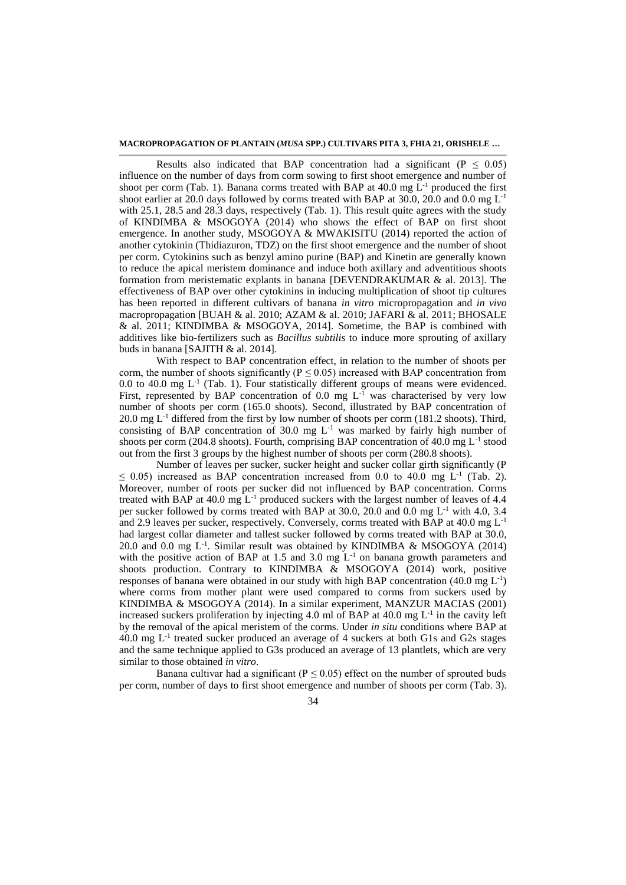Results also indicated that BAP concentration had a significant ($P \leq 0.05$) influence on the number of days from corm sowing to first shoot emergence and number of shoot per corm (Tab. 1). Banana corms treated with BAP at 40.0 mg $L^{-1}$ produced the first shoot earlier at 20.0 days followed by corms treated with BAP at 30.0, 20.0 and 0.0 mg $L^{-1}$ with 25.1, 28.5 and 28.3 days, respectively (Tab. 1). This result quite agrees with the study of KINDIMBA & MSOGOYA (2014) who shows the effect of BAP on first shoot emergence. In another study, MSOGOYA & MWAKISITU (2014) reported the action of another cytokinin (Thidiazuron, TDZ) on the first shoot emergence and the number of shoot per corm. Cytokinins such as benzyl amino purine (BAP) and Kinetin are generally known to reduce the apical meristem dominance and induce both axillary and adventitious shoots formation from meristematic explants in banana [DEVENDRAKUMAR & al. 2013]. The effectiveness of BAP over other cytokinins in inducing multiplication of shoot tip cultures has been reported in different cultivars of banana *in vitro* micropropagation and *in vivo* macropropagation [BUAH & al. 2010; AZAM & al. 2010; JAFARI & al. 2011; BHOSALE & al. 2011; KINDIMBA & MSOGOYA, 2014]. Sometime, the BAP is combined with additives like bio-fertilizers such as *Bacillus subtilis* to induce more sprouting of axillary buds in banana [SAJITH & al. 2014].

With respect to BAP concentration effect, in relation to the number of shoots per corm, the number of shoots significantly ($P \leq 0.05$) increased with BAP concentration from 0.0 to 40.0 mg $L^{-1}$ (Tab. 1). Four statistically different groups of means were evidenced. First, represented by BAP concentration of 0.0 mg $L^{-1}$ was characterised by very low number of shoots per corm (165.0 shoots). Second, illustrated by BAP concentration of 20.0 mg $L^{-1}$ differed from the first by low number of shoots per corm (181.2 shoots). Third, consisting of BAP concentration of 30.0 mg $L^{-1}$ was marked by fairly high number of shoots per corm (204.8 shoots). Fourth, comprising BAP concentration of 40.0 mg $L^{-1}$ stood out from the first 3 groups by the highest number of shoots per corm (280.8 shoots).

Number of leaves per sucker, sucker height and sucker collar girth significantly ($P \leq 0.05$) increased as BAP concentration increased from 0.0 to 40.0 mg $L^{-1}$ (Tab. 2). Moreover, number of roots per sucker did not influenced by BAP concentration. Corms treated with BAP at 40.0 mg $L^{-1}$ produced suckers with the largest number of leaves of 4.4 per sucker followed by corms treated with BAP at 30.0, 20.0 and 0.0 mg $L^{-1}$ with 4.0, 3.4 and 2.9 leaves per sucker, respectively. Conversely, corms treated with BAP at 40.0 mg $L^{-1}$ had largest collar diameter and tallest sucker followed by corms treated with BAP at 30.0, 20.0 and 0.0 mg $L^{-1}$. Similar result was obtained by KINDIMBA & MSOGOYA (2014) with the positive action of BAP at 1.5 and 3.0 mg $L^{-1}$ on banana growth parameters and shoots production. Contrary to KINDIMBA & MSOGOYA (2014) work, positive responses of banana were obtained in our study with high BAP concentration (40.0 mg $L^{-1}$) where corms from mother plant were used compared to corms from suckers used by KINDIMBA & MSOGOYA (2014). In a similar experiment, MANZUR MACIAS (2001) increased suckers proliferation by injecting 4.0 ml of BAP at 40.0 mg $L^{-1}$ in the cavity left by the removal of the apical meristem of the corms. Under *in situ* conditions where BAP at 40.0 mg $L^{-1}$ treated sucker produced an average of 4 suckers at both G1s and G2s stages and the same technique applied to G3s produced an average of 13 plantlets, which are very similar to those obtained *in vitro*.

Banana cultivar had a significant ($P \leq 0.05$) effect on the number of sprouted buds per corm, number of days to first shoot emergence and number of shoots per corm (Tab. 3).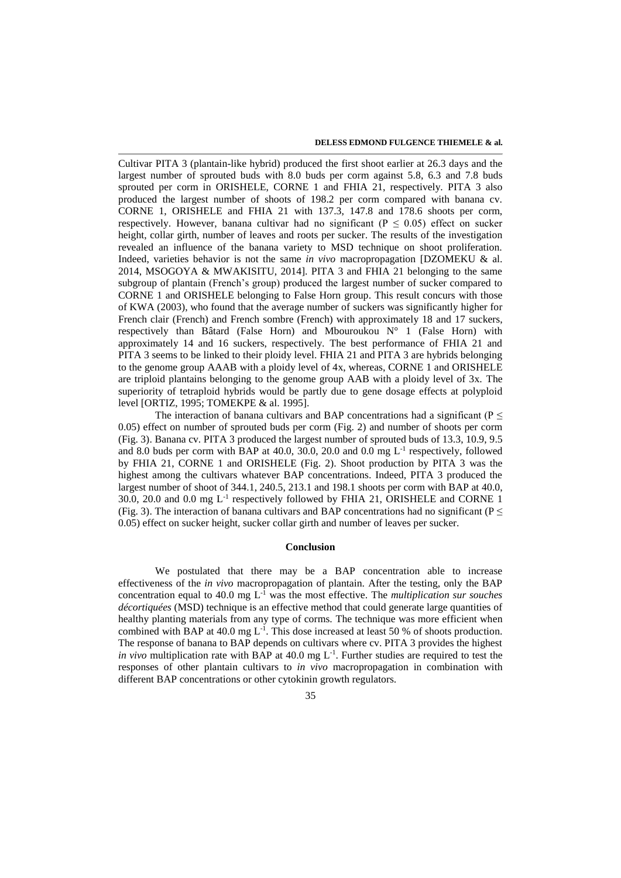Cultivar PITA 3 (plantain-like hybrid) produced the first shoot earlier at 26.3 days and the largest number of sprouted buds with 8.0 buds per corm against 5.8, 6.3 and 7.8 buds sprouted per corm in ORISHELE, CORNE 1 and FHIA 21, respectively. PITA 3 also produced the largest number of shoots of 198.2 per corm compared with banana cv. CORNE 1, ORISHELE and FHIA 21 with 137.3, 147.8 and 178.6 shoots per corm, respectively. However, banana cultivar had no significant ($P \leq 0.05$) effect on sucker height, collar girth, number of leaves and roots per sucker. The results of the investigation revealed an influence of the banana variety to MSD technique on shoot proliferation. Indeed, varieties behavior is not the same *in vivo* macropropagation [DZOMEKU & al. 2014, MSOGOYA & MWAKISITU, 2014]. PITA 3 and FHIA 21 belonging to the same subgroup of plantain (French's group) produced the largest number of sucker compared to CORNE 1 and ORISHELE belonging to False Horn group. This result concurs with those of KWA (2003), who found that the average number of suckers was significantly higher for French clair (French) and French sombre (French) with approximately 18 and 17 suckers, respectively than Bâtard (False Horn) and Mbouroukou N° 1 (False Horn) with approximately 14 and 16 suckers, respectively. The best performance of FHIA 21 and PITA 3 seems to be linked to their ploidy level. FHIA 21 and PITA 3 are hybrids belonging to the genome group AAAB with a ploidy level of 4x, whereas, CORNE 1 and ORISHELE are triploid plantains belonging to the genome group AAB with a ploidy level of 3x. The superiority of tetraploid hybrids would be partly due to gene dosage effects at polyploid level [ORTIZ, 1995; TOMEKPE & al. 1995].

The interaction of banana cultivars and BAP concentrations had a significant ($P \leq 0.05$) effect on number of sprouted buds per corm (Fig. 2) and number of shoots per corm (Fig. 3). Banana cv. PITA 3 produced the largest number of sprouted buds of 13.3, 10.9, 9.5 and 8.0 buds per corm with BAP at 40.0, 30.0, 20.0 and 0.0 mg $L^{-1}$ respectively, followed by FHIA 21, CORNE 1 and ORISHELE (Fig. 2). Shoot production by PITA 3 was the highest among the cultivars whatever BAP concentrations. Indeed, PITA 3 produced the largest number of shoot of 344.1, 240.5, 213.1 and 198.1 shoots per corm with BAP at 40.0, 30.0, 20.0 and 0.0 mg $L^{-1}$ respectively followed by FHIA 21, ORISHELE and CORNE 1 (Fig. 3). The interaction of banana cultivars and BAP concentrations had no significant ($P \leq 0.05$) effect on sucker height, sucker collar girth and number of leaves per sucker.

## Conclusion

We postulated that there may be a BAP concentration able to increase effectiveness of the *in vivo* macropropagation of plantain. After the testing, only the BAP concentration equal to 40.0 mg $L^{-1}$ was the most effective. The *multiplication sur souches décortiquées* (MSD) technique is an effective method that could generate large quantities of healthy planting materials from any type of corms. The technique was more efficient when combined with BAP at 40.0 mg $L^{-1}$. This dose increased at least 50 % of shoots production. The response of banana to BAP depends on cultivars where cv. PITA 3 provides the highest *in vivo* multiplication rate with BAP at 40.0 mg $L^{-1}$. Further studies are required to test the responses of other plantain cultivars to *in vivo* macropropagation in combination with different BAP concentrations or other cytokinin growth regulators.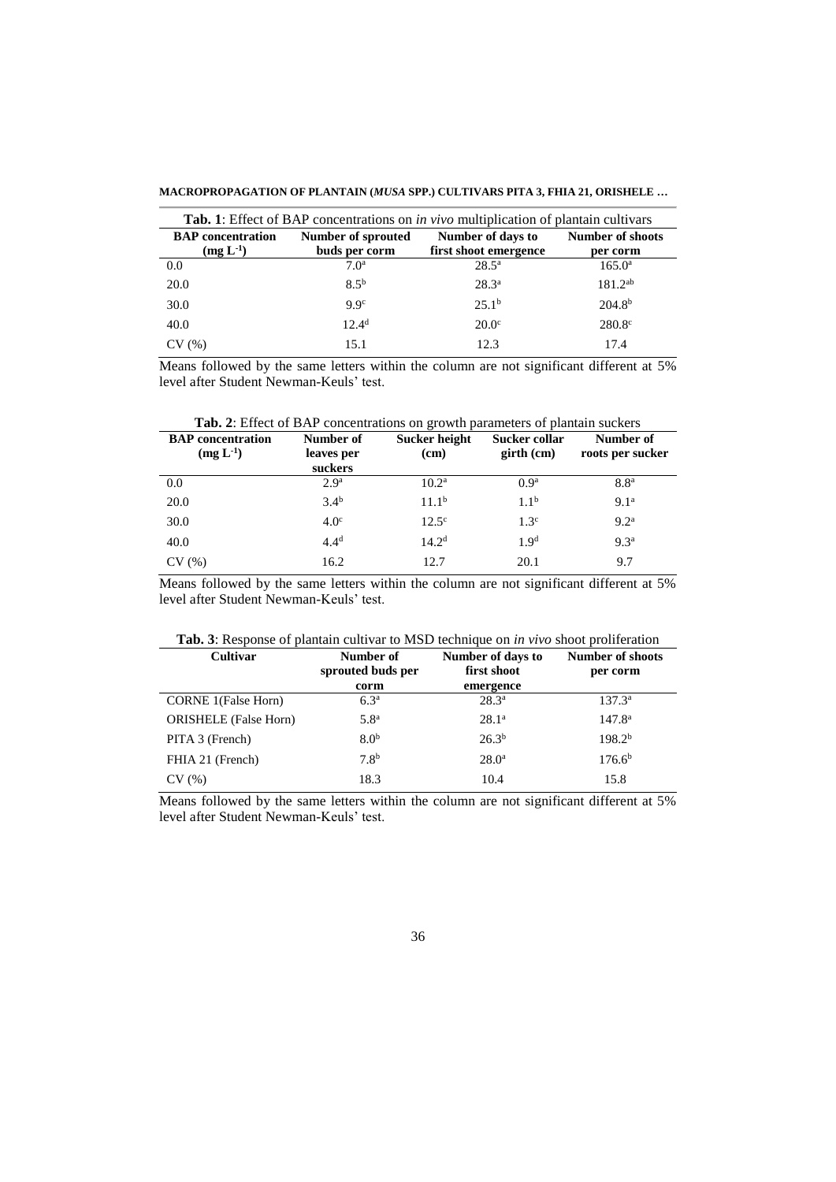**Tab. 1**: Effect of BAP concentrations on *in vivo* multiplication of plantain cultivars

| BAP concentration ($mg\ L^{-1}$) | Number of sprouted buds per corm | Number of days to first shoot emergence | Number of shoots per corm |
|---|---|---|---|
| 0.0 | 7.0[a] | 28.5[a] | 165.0[a] |
| 20.0 | 8.5[b] | 28.3[a] | 181.2[ab] |
| 30.0 | 9.9[c] | 25.1[b] | 204.8[b] |
| 40.0 | 12.4[d] | 20.0[c] | 280.8[c] |
| CV (%) | 15.1 | 12.3 | 17.4 |

Means followed by the same letters within the column are not significant different at 5% level after Student Newman-Keuls' test.

**Tab. 2**: Effect of BAP concentrations on growth parameters of plantain suckers

| BAP concentration ($mg\ L^{-1}$) | Number of leaves per suckers | Sucker height (cm) | Sucker collar girth (cm) | Number of roots per sucker |
|---|---|---|---|---|
| 0.0 | 2.9[a] | 10.2[a] | 0.9[a] | 8.8[a] |
| 20.0 | 3.4[b] | 11.1[b] | 1.1[b] | 9.1[a] |
| 30.0 | 4.0[c] | 12.5[c] | 1.3[c] | 9.2[a] |
| 40.0 | 4.4[d] | 14.2[d] | 1.9[d] | 9.3[a] |
| CV (%) | 16.2 | 12.7 | 20.1 | 9.7 |

Means followed by the same letters within the column are not significant different at 5% level after Student Newman-Keuls' test.

**Tab. 3**: Response of plantain cultivar to MSD technique on *in vivo* shoot proliferation

| Cultivar | Number of sprouted buds per corm | Number of days to first shoot emergence | Number of shoots per corm |
|---|---|---|---|
| CORNE 1(False Horn) | 6.3[a] | 28.3[a] | 137.3[a] |
| ORISHELE (False Horn) | 5.8[a] | 28.1[a] | 147.8[a] |
| PITA 3 (French) | 8.0[b] | 26.3[b] | 198.2[b] |
| FHIA 21 (French) | 7.8[b] | 28.0[a] | 176.6[b] |
| CV (%) | 18.3 | 10.4 | 15.8 |

Means followed by the same letters within the column are not significant different at 5% level after Student Newman-Keuls' test.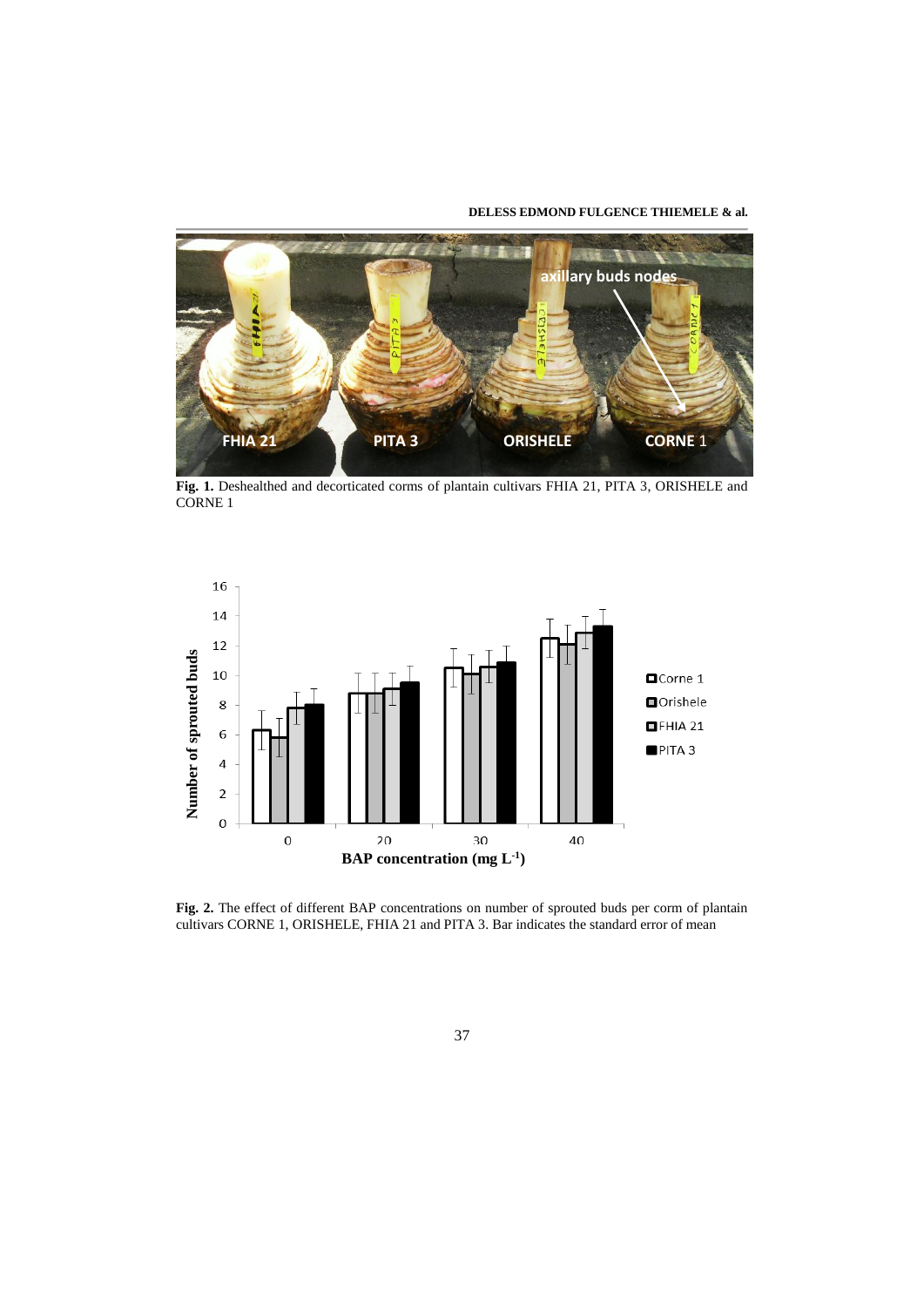FHIA 21

PITA 3

ORISHELE

CORNE 1

axillary buds nodes

**Fig. 1.** Deshealthed and decorticated corms of plantain cultivars FHIA 21, PITA 3, ORISHELE and CORNE 1

Number of sprouted buds

0
2
4
6
8
10
12
14
16

0
20
30
40

BAP concentration (mg $L^{-1}$)

Corne 1
Orishele
FHIA 21
PITA 3

**Fig. 2.** The effect of different BAP concentrations on number of sprouted buds per corm of plantain cultivars CORNE 1, ORISHELE, FHIA 21 and PITA 3. Bar indicates the standard error of mean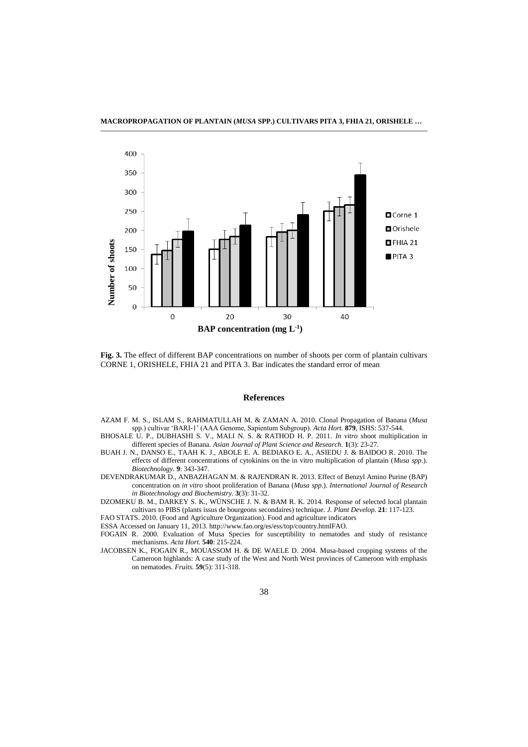400
350
300
250
200
150
100
50
0

Number of shoots

0 20 30 40

BAP concentration (mg L$^{-1}$)

Corne 1
Orishele
FHIA 21
PITA 3

**Fig. 3.** The effect of different BAP concentrations on number of shoots per corm of plantain cultivars CORNE 1, ORISHELE, FHIA 21 and PITA 3. Bar indicates the standard error of mean

## References

AZAM F. M. S., ISLAM S., RAHMATULLAH M. & ZAMAN A. 2010. Clonal Propagation of Banana (*Musa* spp.) cultivar 'BARI-1' (AAA Genome, Sapientum Subgroup). *Acta Hort.* **879**, ISHS: 537-544.

BHOSALE U. P., DUBHASHI S. V., MALI N. S. & RATHOD H. P. 2011. *In vitro* shoot multiplication in different species of Banana. *Asian Journal of Plant Science and Research*. **1**(3): 23-27.

BUAH J. N., DANSO E., TAAH K. J., ABOLE E. A. BEDIAKO E. A., ASIEDU J. & BAIDOO R. 2010. The effects of different concentrations of cytokinins on the in vitro multiplication of plantain (*Musa spp*.). *Biotechnology*. **9**: 343-347.

DEVENDRAKUMAR D., ANBAZHAGAN M. & RAJENDRAN R. 2013. Effect of Benzyl Amino Purine (BAP) concentration on *in vitro* shoot proliferation of Banana (*Musa spp*.). *International Journal of Research in Biotechnology and Biochemistry*. **3**(3): 31-32.

DZOMEKU B. M., DARKEY S. K., WÜNSCHE J. N. & BAM R. K. 2014. Response of selected local plantain cultivars to PIBS (plants issus de bourgeons secondaires) technique. *J. Plant Develop.* **21**: 117-123.

FAO STATS. 2010. (Food and Agriculture Organization). Food and agriculture indicators

ESSA Accessed on January 11, 2013. http://www.fao.org/es/ess/top/country.htmlFAO.

FOGAIN R. 2000. Evaluation of Musa Species for susceptibility to nematodes and study of resistance mechanisms. *Acta Hort.* **540**: 215-224.

JACOBSEN K., FOGAIN R., MOUASSOM H. & DE WAELE D. 2004. Musa-based cropping systems of the Cameroon highlands: A case study of the West and North West provinces of Cameroon with emphasis on nematodes. *Fruits*. **59**(5): 311-318.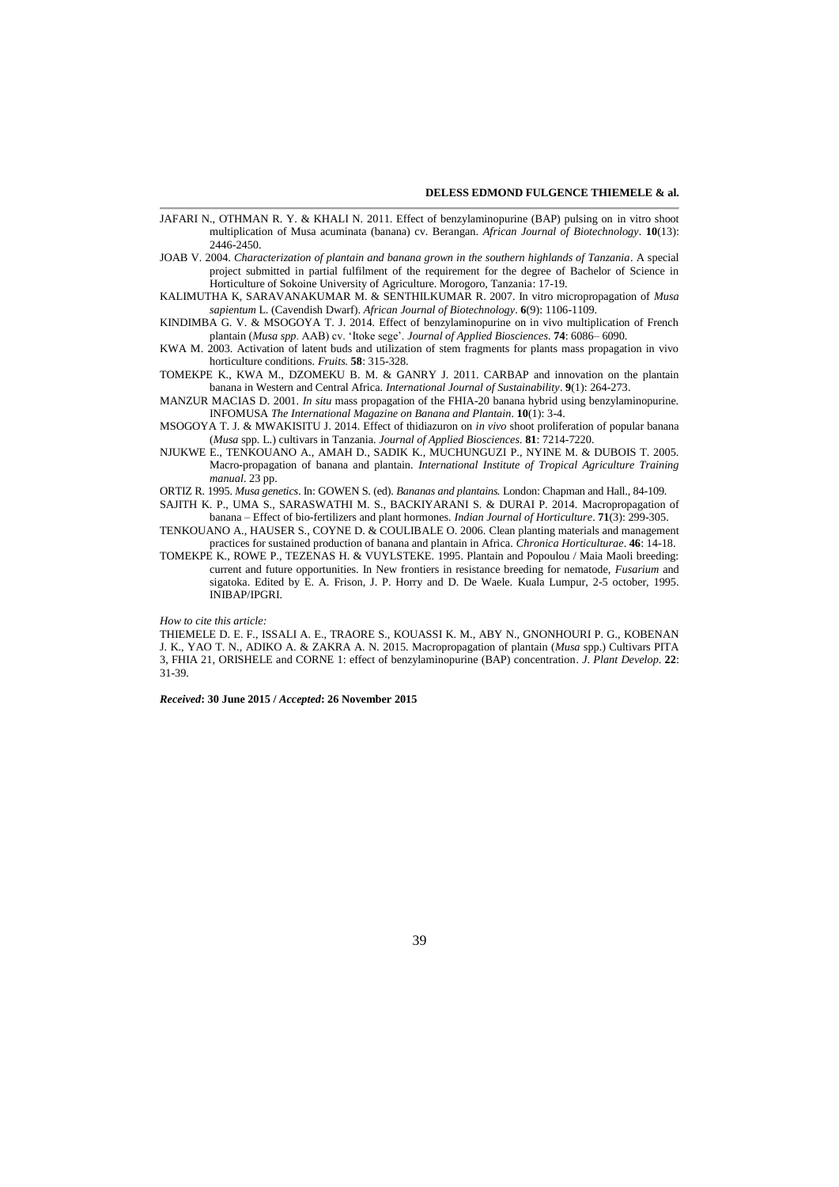JAFARI N., OTHMAN R. Y. & KHALI N. 2011. Effect of benzylaminopurine (BAP) pulsing on in vitro shoot multiplication of Musa acuminata (banana) cv. Berangan. *African Journal of Biotechnology*. **10**(13): 2446-2450.

JOAB V. 2004. *Characterization of plantain and banana grown in the southern highlands of Tanzania*. A special project submitted in partial fulfilment of the requirement for the degree of Bachelor of Science in Horticulture of Sokoine University of Agriculture. Morogoro, Tanzania: 17-19.

KALIMUTHA K, SARAVANAKUMAR M. & SENTHILKUMAR R. 2007. In vitro micropropagation of *Musa sapientum* L. (Cavendish Dwarf). *African Journal of Biotechnology*. **6**(9): 1106-1109.

KINDIMBA G. V. & MSOGOYA T. J. 2014. Effect of benzylaminopurine on in vivo multiplication of French plantain (*Musa spp*. AAB) cv. 'Itoke sege'. *Journal of Applied Biosciences*. **74**: 6086– 6090.

KWA M. 2003. Activation of latent buds and utilization of stem fragments for plants mass propagation in vivo horticulture conditions. *Fruits.* **58**: 315-328.

TOMEKPE K., KWA M., DZOMEKU B. M. & GANRY J. 2011. CARBAP and innovation on the plantain banana in Western and Central Africa. *International Journal of Sustainability*. **9**(1): 264-273.

MANZUR MACIAS D. 2001. *In situ* mass propagation of the FHIA-20 banana hybrid using benzylaminopurine. INFOMUSA *The International Magazine on Banana and Plantain*. **10**(1): 3-4.

MSOGOYA T. J. & MWAKISITU J. 2014. Effect of thidiazuron on *in vivo* shoot proliferation of popular banana (*Musa* spp. L.) cultivars in Tanzania. *Journal of Applied Biosciences*. **81**: 7214-7220.

NJUKWE E., TENKOUANO A., AMAH D., SADIK K., MUCHUNGUZI P., NYINE M. & DUBOIS T. 2005. Macro-propagation of banana and plantain. *International Institute of Tropical Agriculture Training manual*. 23 pp.

ORTIZ R. 1995. *Musa genetics*. In: GOWEN S. (ed). *Bananas and plantains.* London: Chapman and Hall., 84-109.

SAJITH K. P., UMA S., SARASWATHI M. S., BACKIYARANI S. & DURAI P. 2014. Macropropagation of banana – Effect of bio-fertilizers and plant hormones. *Indian Journal of Horticulture*. **71**(3): 299-305.

TENKOUANO A., HAUSER S., COYNE D. & COULIBALE O. 2006. Clean planting materials and management practices for sustained production of banana and plantain in Africa. *Chronica Horticulturae*. **46**: 14-18.

TOMEKPE K., ROWE P., TEZENAS H. & VUYLSTEKE. 1995. Plantain and Popoulou / Maia Maoli breeding: current and future opportunities. In New frontiers in resistance breeding for nematode, *Fusarium* and sigatoka. Edited by E. A. Frison, J. P. Horry and D. De Waele. Kuala Lumpur, 2-5 october, 1995. INIBAP/IPGRI.

*How to cite this article:*

THIEMELE D. E. F., ISSALI A. E., TRAORE S., KOUASSI K. M., ABY N., GNONHOURI P. G., KOBENAN J. K., YAO T. N., ADIKO A. & ZAKRA A. N. 2015. Macropropagation of plantain (*Musa* spp.) Cultivars PITA 3, FHIA 21, ORISHELE and CORNE 1: effect of benzylaminopurine (BAP) concentration. *J. Plant Develop.* **22**: 31-39.

***Received*: 30 June 2015 / *Accepted*: 26 November 2015**